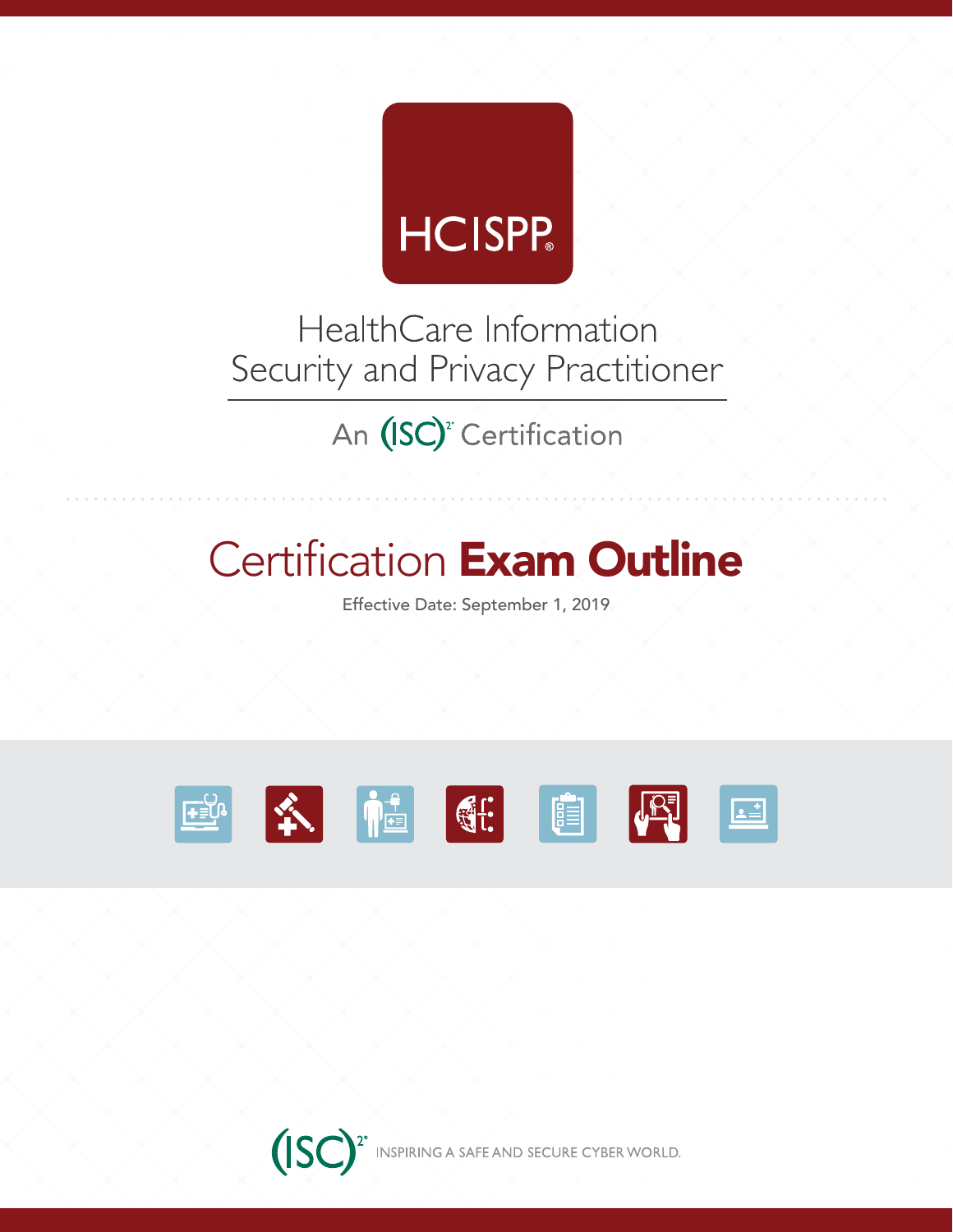# HCISPP®

## HealthCare Information Security and Privacy Practitioner

An (ISC)² Certification

# Certification **Exam Outline**

Effective Date: September 1, 2019

(ISC)² INSPIRING A SAFE AND SECURE CYBER WORLD.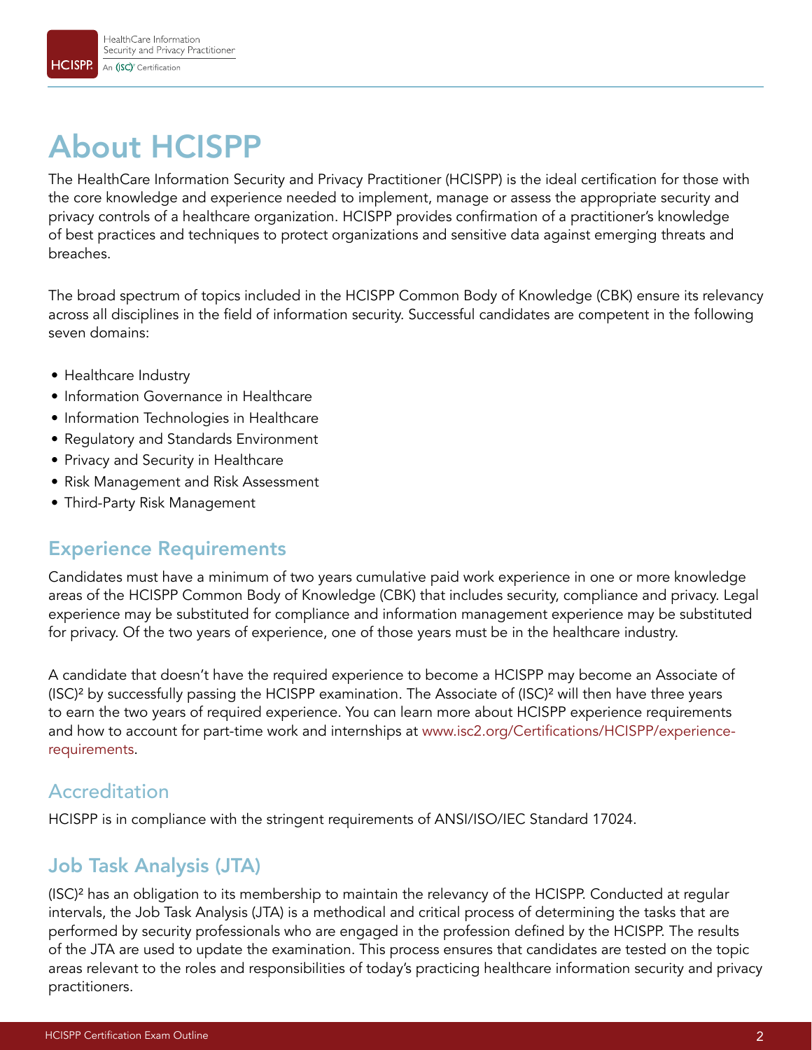# About HCISPP

The HealthCare Information Security and Privacy Practitioner (HCISPP) is the ideal certification for those with the core knowledge and experience needed to implement, manage or assess the appropriate security and privacy controls of a healthcare organization. HCISPP provides confirmation of a practitioner's knowledge of best practices and techniques to protect organizations and sensitive data against emerging threats and breaches.

The broad spectrum of topics included in the HCISPP Common Body of Knowledge (CBK) ensure its relevancy across all disciplines in the field of information security. Successful candidates are competent in the following seven domains:

- Healthcare Industry
- Information Governance in Healthcare
- Information Technologies in Healthcare
- Regulatory and Standards Environment
- Privacy and Security in Healthcare
- Risk Management and Risk Assessment
- Third-Party Risk Management

## Experience Requirements

Candidates must have a minimum of two years cumulative paid work experience in one or more knowledge areas of the HCISPP Common Body of Knowledge (CBK) that includes security, compliance and privacy. Legal experience may be substituted for compliance and information management experience may be substituted for privacy. Of the two years of experience, one of those years must be in the healthcare industry.

A candidate that doesn't have the required experience to become a HCISPP may become an Associate of (ISC)² by successfully passing the HCISPP examination. The Associate of (ISC)² will then have three years to earn the two years of required experience. You can learn more about HCISPP experience requirements and how to account for part-time work and internships at www.isc2.org/Certifications/HCISPP/experience-requirements.

## Accreditation

HCISPP is in compliance with the stringent requirements of ANSI/ISO/IEC Standard 17024.

## Job Task Analysis (JTA)

(ISC)² has an obligation to its membership to maintain the relevancy of the HCISPP. Conducted at regular intervals, the Job Task Analysis (JTA) is a methodical and critical process of determining the tasks that are performed by security professionals who are engaged in the profession defined by the HCISPP. The results of the JTA are used to update the examination. This process ensures that candidates are tested on the topic areas relevant to the roles and responsibilities of today's practicing healthcare information security and privacy practitioners.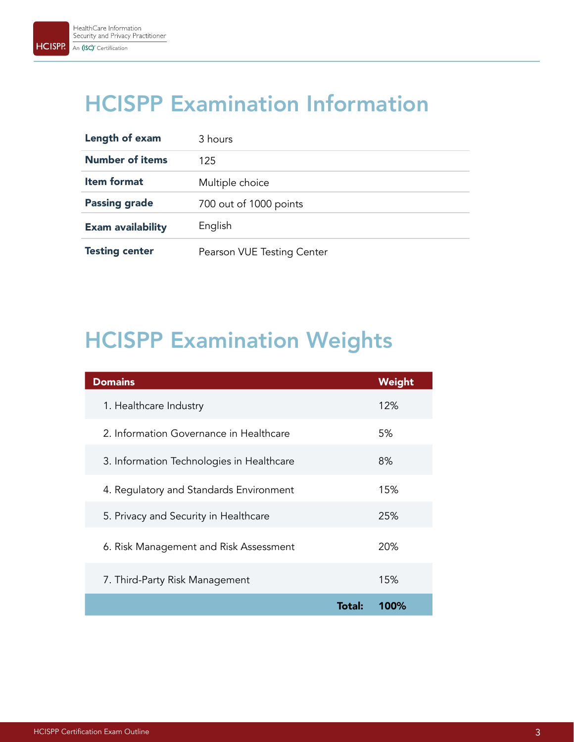# HCISPP Examination Information

| | |
|---|---|
| **Length of exam** | 3 hours |
| **Number of items** | 125 |
| **Item format** | Multiple choice |
| **Passing grade** | 700 out of 1000 points |
| **Exam availability** | English |
| **Testing center** | Pearson VUE Testing Center |

# HCISPP Examination Weights

| Domains | Weight |
|---|---|
| 1. Healthcare Industry | 12% |
| 2. Information Governance in Healthcare | 5% |
| 3. Information Technologies in Healthcare | 8% |
| 4. Regulatory and Standards Environment | 15% |
| 5. Privacy and Security in Healthcare | 25% |
| 6. Risk Management and Risk Assessment | 20% |
| 7. Third-Party Risk Management | 15% |
| **Total:** | **100%** |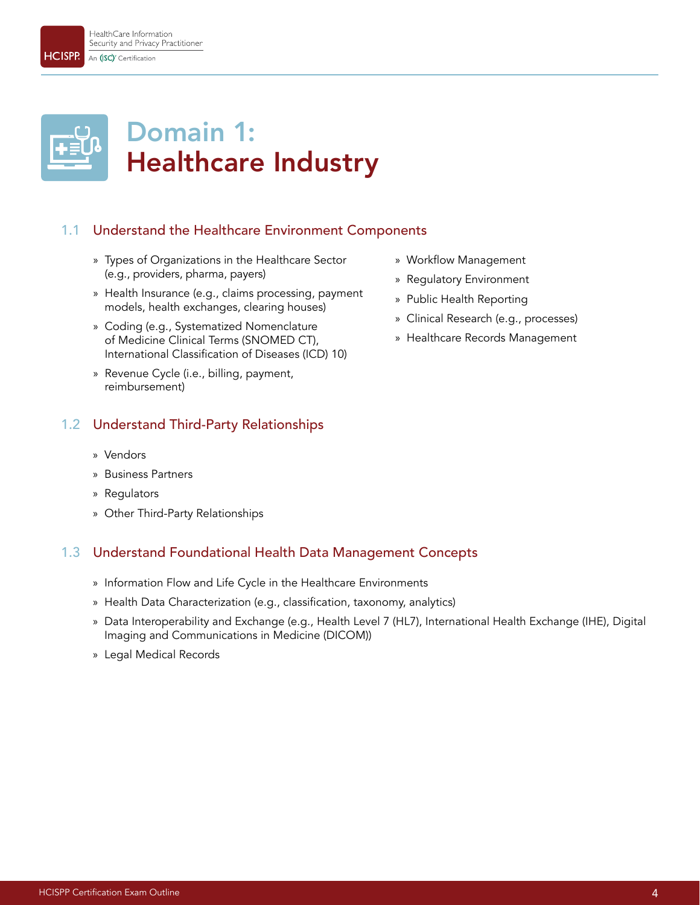# Domain 1: Healthcare Industry

## 1.1 Understand the Healthcare Environment Components

» Types of Organizations in the Healthcare Sector (e.g., providers, pharma, payers)

» Health Insurance (e.g., claims processing, payment models, health exchanges, clearing houses)

» Coding (e.g., Systematized Nomenclature of Medicine Clinical Terms (SNOMED CT), International Classification of Diseases (ICD) 10)

» Revenue Cycle (i.e., billing, payment, reimbursement)

» Workflow Management

» Regulatory Environment

» Public Health Reporting

» Clinical Research (e.g., processes)

» Healthcare Records Management

## 1.2 Understand Third-Party Relationships

» Vendors

» Business Partners

» Regulators

» Other Third-Party Relationships

## 1.3 Understand Foundational Health Data Management Concepts

» Information Flow and Life Cycle in the Healthcare Environments

» Health Data Characterization (e.g., classification, taxonomy, analytics)

» Data Interoperability and Exchange (e.g., Health Level 7 (HL7), International Health Exchange (IHE), Digital Imaging and Communications in Medicine (DICOM))

» Legal Medical Records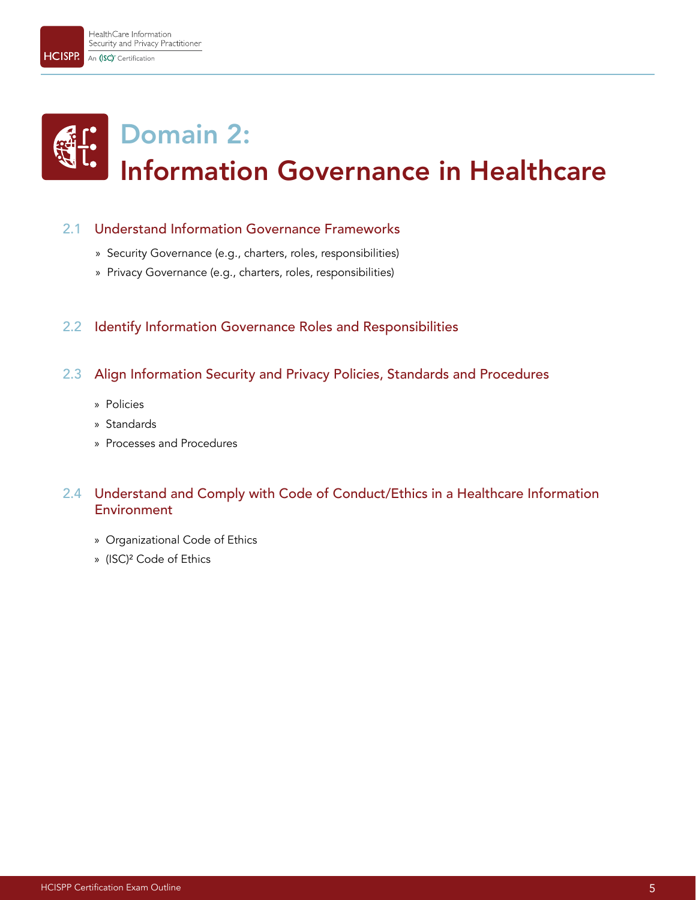# Domain 2: Information Governance in Healthcare

## 2.1 Understand Information Governance Frameworks

- Security Governance (e.g., charters, roles, responsibilities)
- Privacy Governance (e.g., charters, roles, responsibilities)

## 2.2 Identify Information Governance Roles and Responsibilities

## 2.3 Align Information Security and Privacy Policies, Standards and Procedures

- Policies
- Standards
- Processes and Procedures

## 2.4 Understand and Comply with Code of Conduct/Ethics in a Healthcare Information Environment

- Organizational Code of Ethics
- (ISC)² Code of Ethics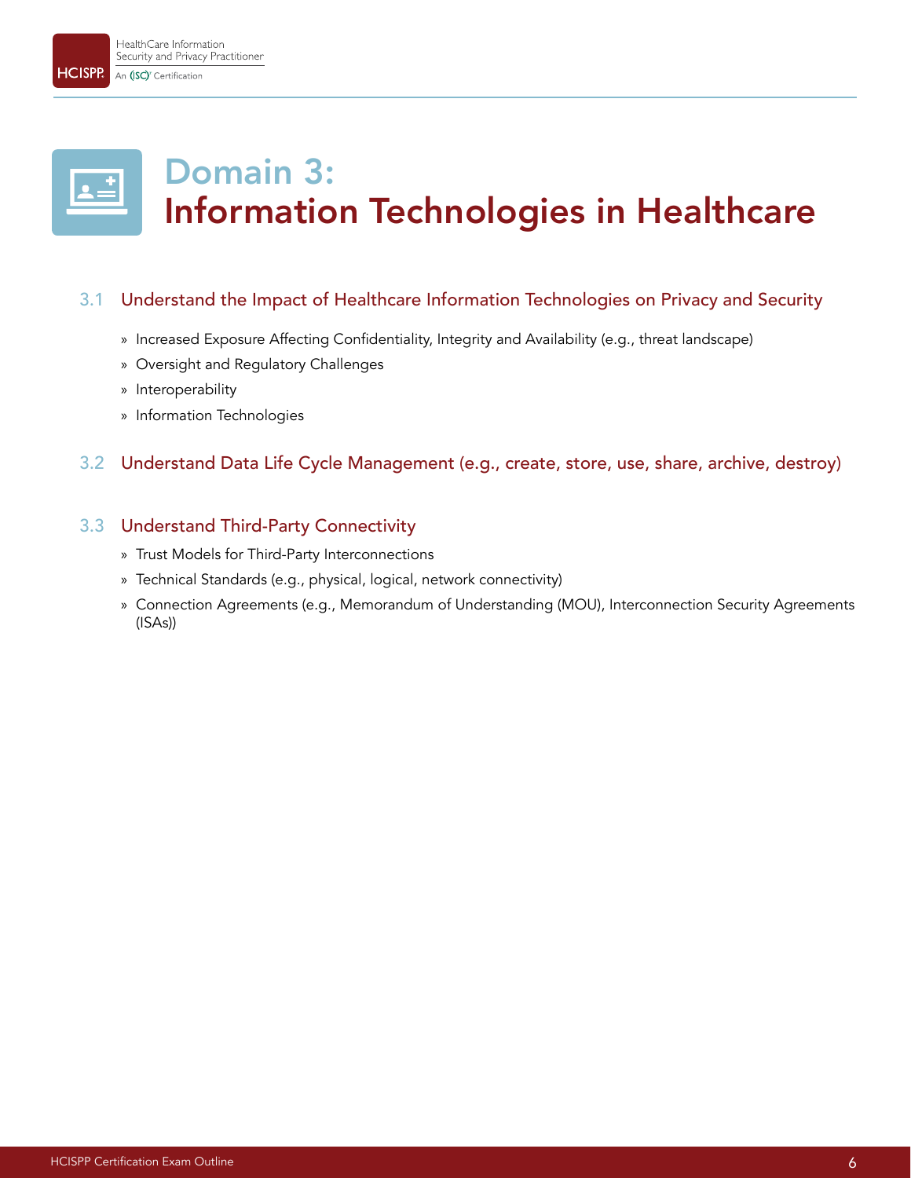# Domain 3: Information Technologies in Healthcare

## 3.1 Understand the Impact of Healthcare Information Technologies on Privacy and Security

» Increased Exposure Affecting Confidentiality, Integrity and Availability (e.g., threat landscape)

» Oversight and Regulatory Challenges

» Interoperability

» Information Technologies

## 3.2 Understand Data Life Cycle Management (e.g., create, store, use, share, archive, destroy)

## 3.3 Understand Third-Party Connectivity

» Trust Models for Third-Party Interconnections

» Technical Standards (e.g., physical, logical, network connectivity)

» Connection Agreements (e.g., Memorandum of Understanding (MOU), Interconnection Security Agreements (ISAs))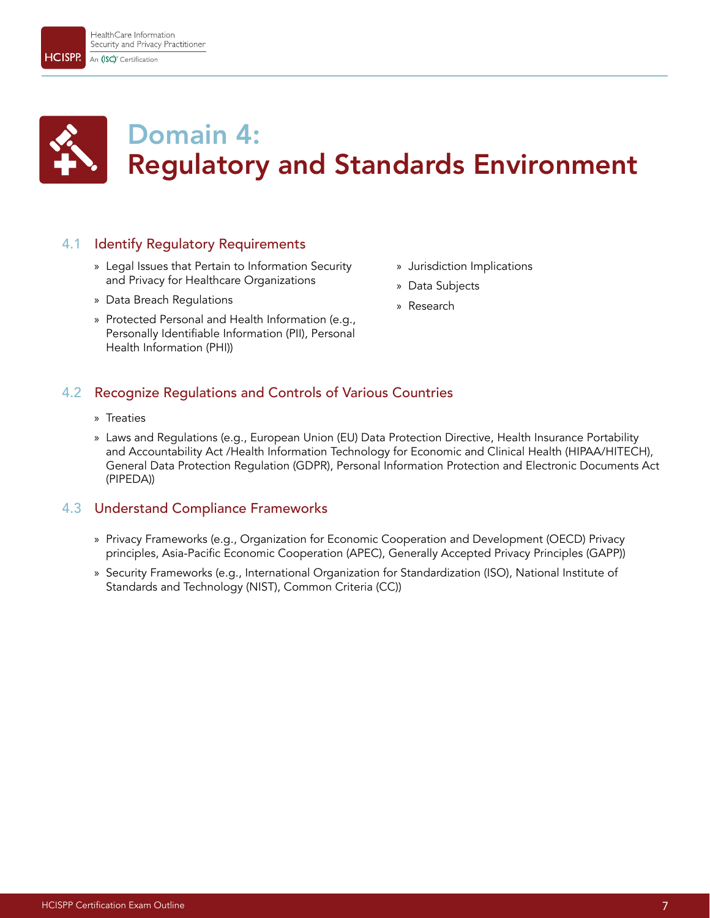# Domain 4: Regulatory and Standards Environment

## 4.1 Identify Regulatory Requirements

- Legal Issues that Pertain to Information Security and Privacy for Healthcare Organizations
- Data Breach Regulations
- Protected Personal and Health Information (e.g., Personally Identifiable Information (PII), Personal Health Information (PHI))
- Jurisdiction Implications
- Data Subjects
- Research

## 4.2 Recognize Regulations and Controls of Various Countries

- Treaties
- Laws and Regulations (e.g., European Union (EU) Data Protection Directive, Health Insurance Portability and Accountability Act /Health Information Technology for Economic and Clinical Health (HIPAA/HITECH), General Data Protection Regulation (GDPR), Personal Information Protection and Electronic Documents Act (PIPEDA))

## 4.3 Understand Compliance Frameworks

- Privacy Frameworks (e.g., Organization for Economic Cooperation and Development (OECD) Privacy principles, Asia-Pacific Economic Cooperation (APEC), Generally Accepted Privacy Principles (GAPP))
- Security Frameworks (e.g., International Organization for Standardization (ISO), National Institute of Standards and Technology (NIST), Common Criteria (CC))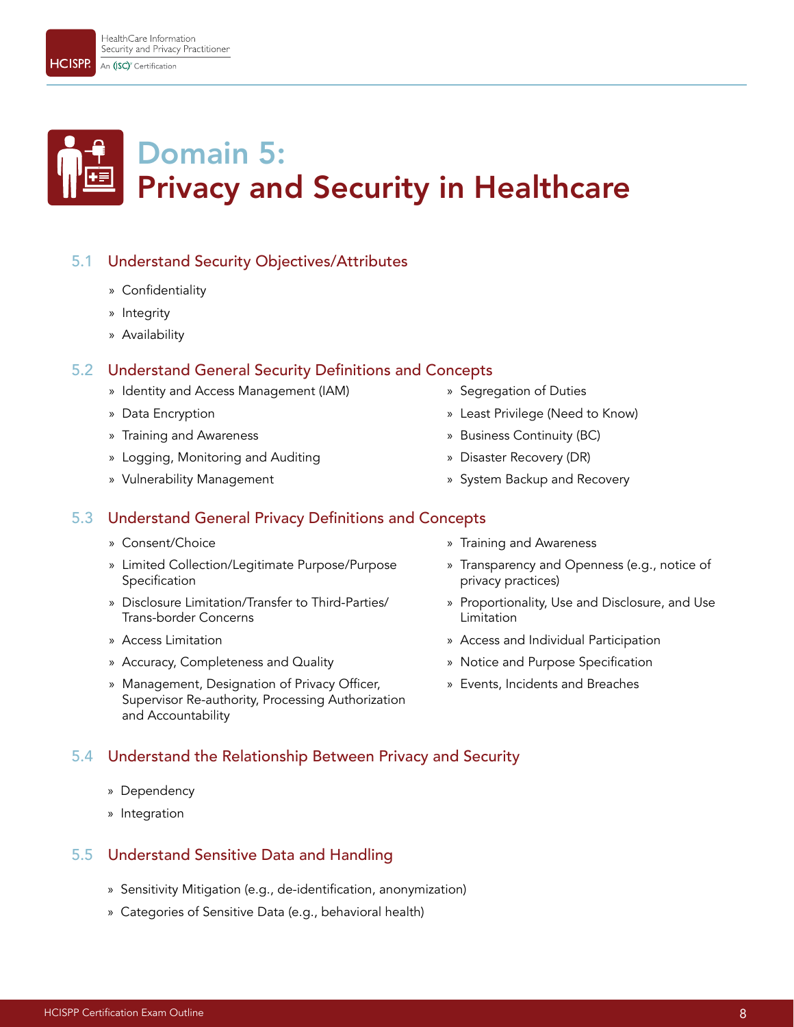# Domain 5: Privacy and Security in Healthcare

## 5.1 Understand Security Objectives/Attributes

- Confidentiality
- Integrity
- Availability

## 5.2 Understand General Security Definitions and Concepts

- Identity and Access Management (IAM)
- Data Encryption
- Training and Awareness
- Logging, Monitoring and Auditing
- Vulnerability Management
- Segregation of Duties
- Least Privilege (Need to Know)
- Business Continuity (BC)
- Disaster Recovery (DR)
- System Backup and Recovery

## 5.3 Understand General Privacy Definitions and Concepts

- Consent/Choice
- Limited Collection/Legitimate Purpose/Purpose Specification
- Disclosure Limitation/Transfer to Third-Parties/ Trans-border Concerns
- Access Limitation
- Accuracy, Completeness and Quality
- Management, Designation of Privacy Officer, Supervisor Re-authority, Processing Authorization and Accountability
- Training and Awareness
- Transparency and Openness (e.g., notice of privacy practices)
- Proportionality, Use and Disclosure, and Use Limitation
- Access and Individual Participation
- Notice and Purpose Specification
- Events, Incidents and Breaches

## 5.4 Understand the Relationship Between Privacy and Security

- Dependency
- Integration

## 5.5 Understand Sensitive Data and Handling

- Sensitivity Mitigation (e.g., de-identification, anonymization)
- Categories of Sensitive Data (e.g., behavioral health)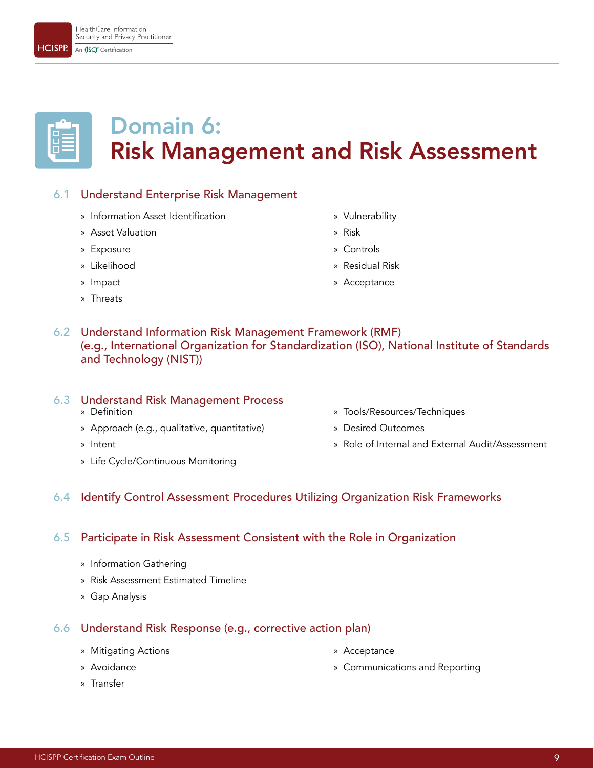# Domain 6: Risk Management and Risk Assessment

## 6.1 Understand Enterprise Risk Management

- Information Asset Identification
- Asset Valuation
- Exposure
- Likelihood
- Impact
- Threats
- Vulnerability
- Risk
- Controls
- Residual Risk
- Acceptance

## 6.2 Understand Information Risk Management Framework (RMF) (e.g., International Organization for Standardization (ISO), National Institute of Standards and Technology (NIST))

## 6.3 Understand Risk Management Process

- Definition
- Approach (e.g., qualitative, quantitative)
- Intent
- Life Cycle/Continuous Monitoring
- Tools/Resources/Techniques
- Desired Outcomes
- Role of Internal and External Audit/Assessment

## 6.4 Identify Control Assessment Procedures Utilizing Organization Risk Frameworks

## 6.5 Participate in Risk Assessment Consistent with the Role in Organization

- Information Gathering
- Risk Assessment Estimated Timeline
- Gap Analysis

## 6.6 Understand Risk Response (e.g., corrective action plan)

- Mitigating Actions
- Avoidance
- Transfer
- Acceptance
- Communications and Reporting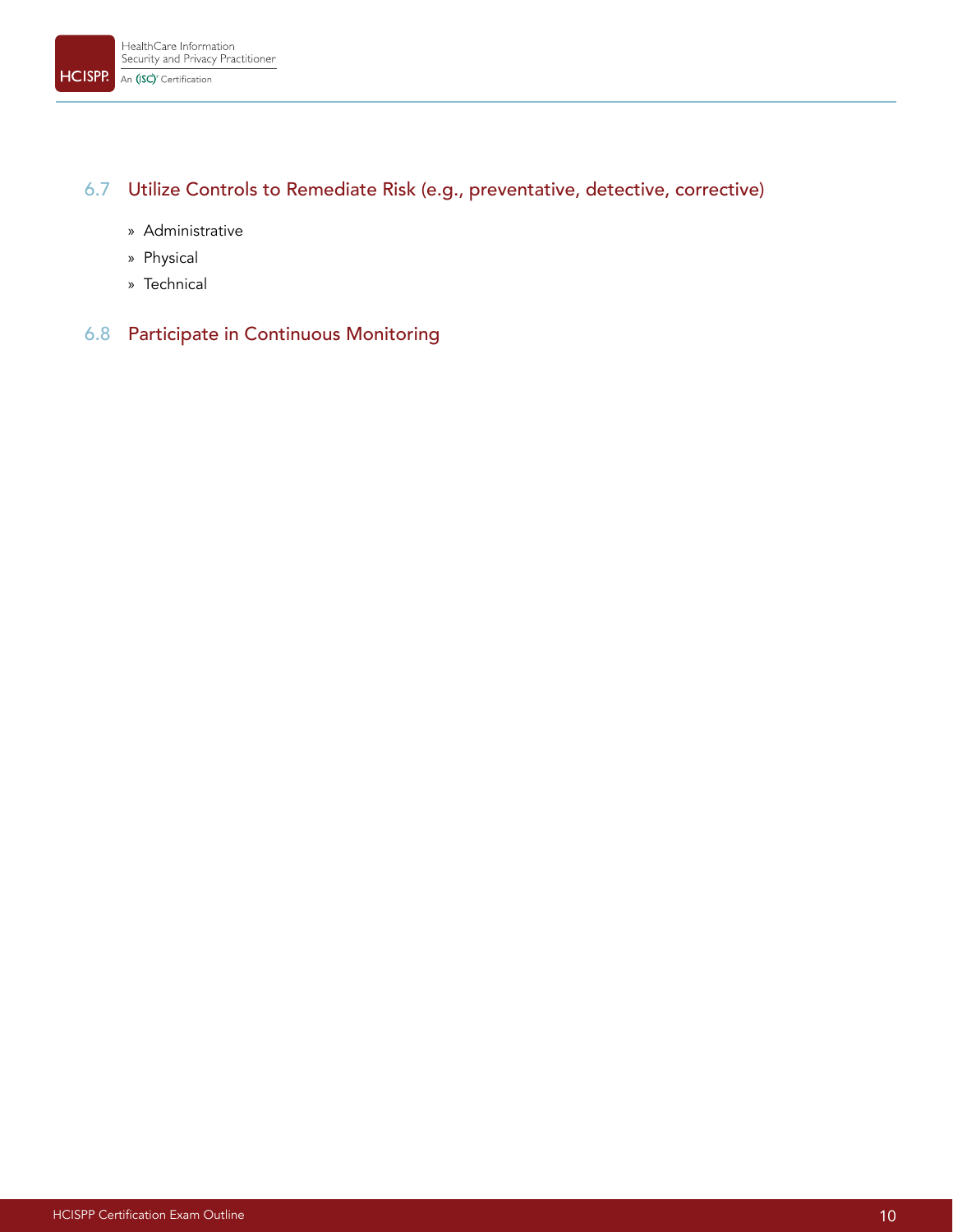## 6.7 Utilize Controls to Remediate Risk (e.g., preventative, detective, corrective)

- Administrative
- Physical
- Technical

## 6.8 Participate in Continuous Monitoring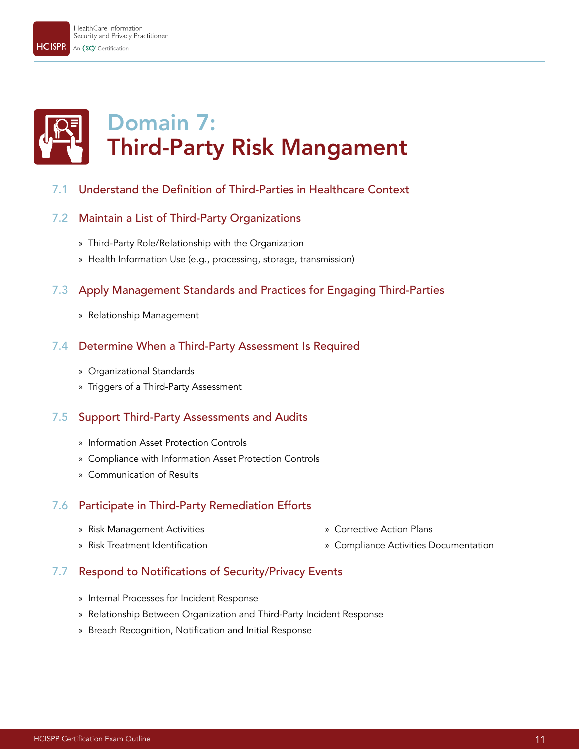# Domain 7: Third-Party Risk Mangament

## 7.1 Understand the Definition of Third-Parties in Healthcare Context

## 7.2 Maintain a List of Third-Party Organizations

- Third-Party Role/Relationship with the Organization
- Health Information Use (e.g., processing, storage, transmission)

## 7.3 Apply Management Standards and Practices for Engaging Third-Parties

- Relationship Management

## 7.4 Determine When a Third-Party Assessment Is Required

- Organizational Standards
- Triggers of a Third-Party Assessment

## 7.5 Support Third-Party Assessments and Audits

- Information Asset Protection Controls
- Compliance with Information Asset Protection Controls
- Communication of Results

## 7.6 Participate in Third-Party Remediation Efforts

- Risk Management Activities
- Risk Treatment Identification
- Corrective Action Plans
- Compliance Activities Documentation

## 7.7 Respond to Notifications of Security/Privacy Events

- Internal Processes for Incident Response
- Relationship Between Organization and Third-Party Incident Response
- Breach Recognition, Notification and Initial Response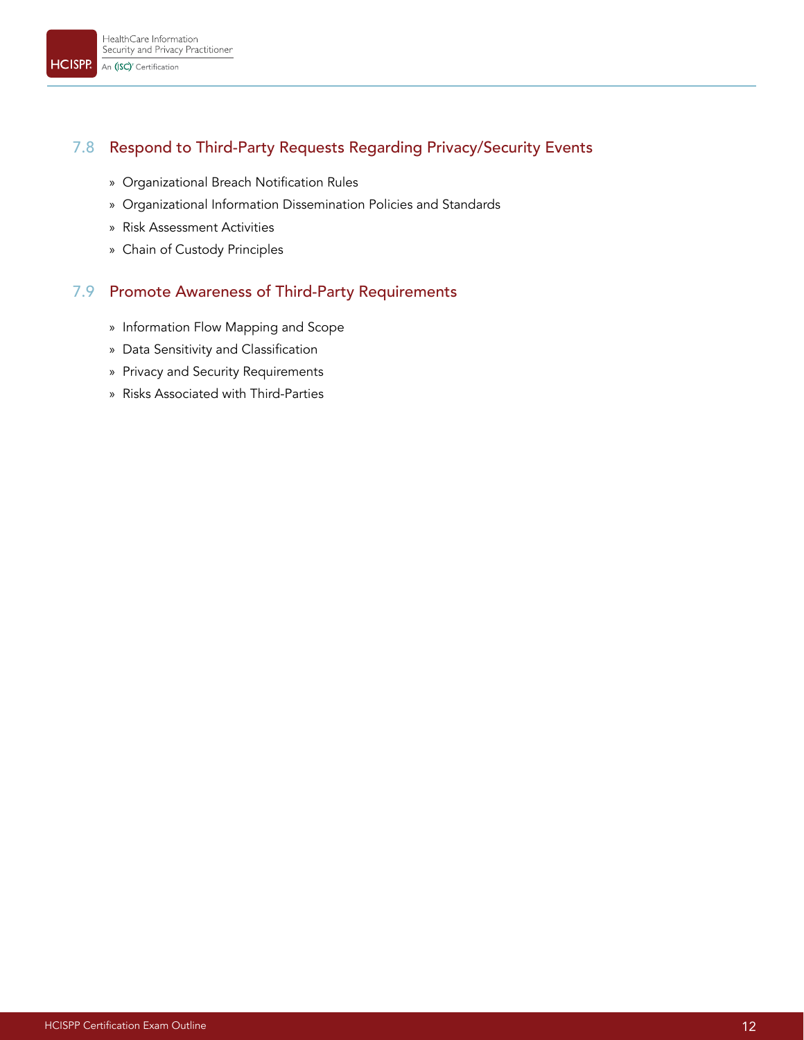## 7.8 Respond to Third-Party Requests Regarding Privacy/Security Events

- Organizational Breach Notification Rules
- Organizational Information Dissemination Policies and Standards
- Risk Assessment Activities
- Chain of Custody Principles

## 7.9 Promote Awareness of Third-Party Requirements

- Information Flow Mapping and Scope
- Data Sensitivity and Classification
- Privacy and Security Requirements
- Risks Associated with Third-Parties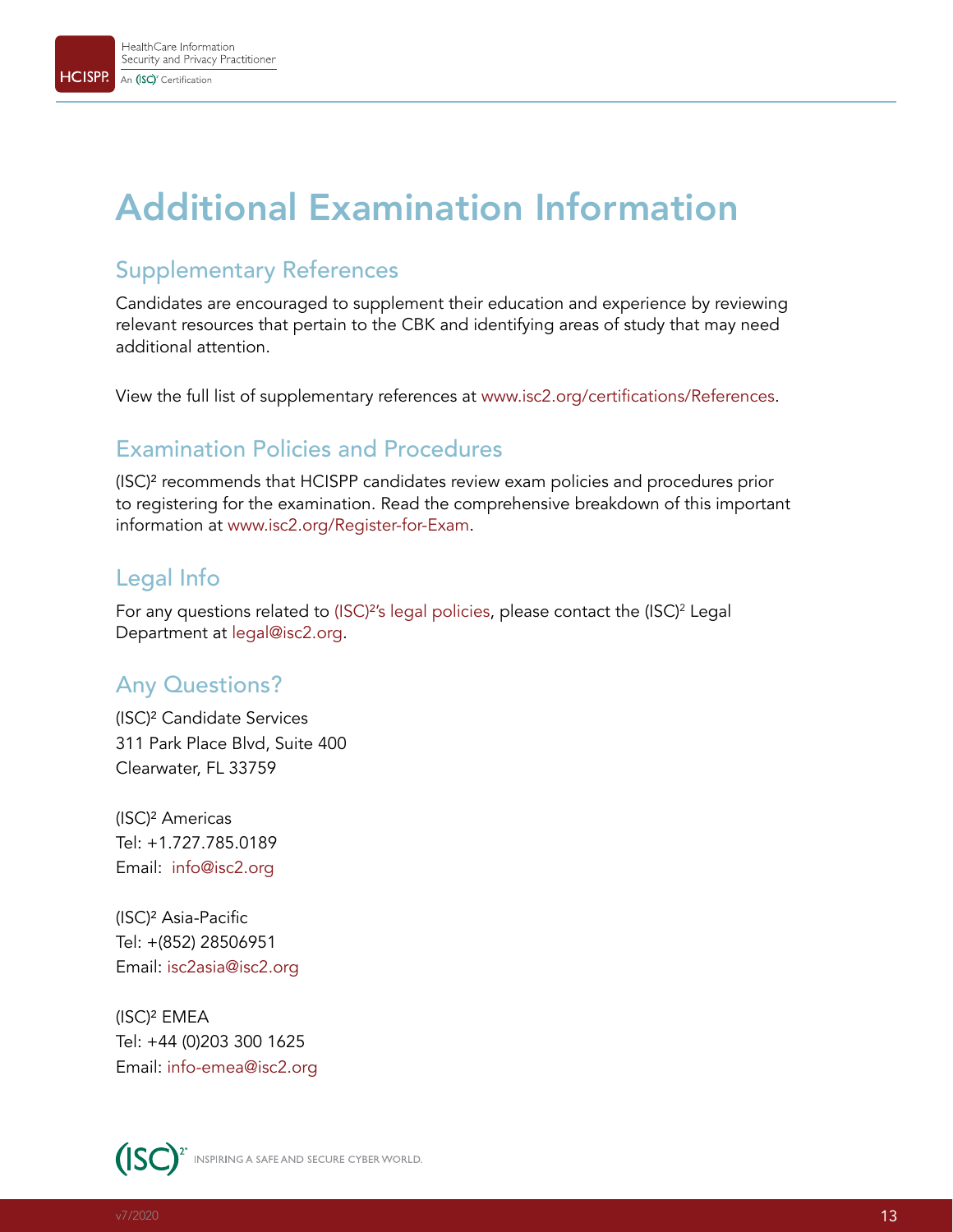# Additional Examination Information

## Supplementary References

Candidates are encouraged to supplement their education and experience by reviewing relevant resources that pertain to the CBK and identifying areas of study that may need additional attention.

View the full list of supplementary references at www.isc2.org/certifications/References.

## Examination Policies and Procedures

(ISC)² recommends that HCISPP candidates review exam policies and procedures prior to registering for the examination. Read the comprehensive breakdown of this important information at www.isc2.org/Register-for-Exam.

## Legal Info

For any questions related to (ISC)²'s legal policies, please contact the (ISC)² Legal Department at legal@isc2.org.

## Any Questions?

(ISC)² Candidate Services
311 Park Place Blvd, Suite 400
Clearwater, FL 33759

(ISC)² Americas
Tel: +1.727.785.0189
Email: info@isc2.org

(ISC)² Asia-Pacific
Tel: +(852) 28506951
Email: isc2asia@isc2.org

(ISC)² EMEA
Tel: +44 (0)203 300 1625
Email: info-emea@isc2.org

INSPIRING A SAFE AND SECURE CYBER WORLD.